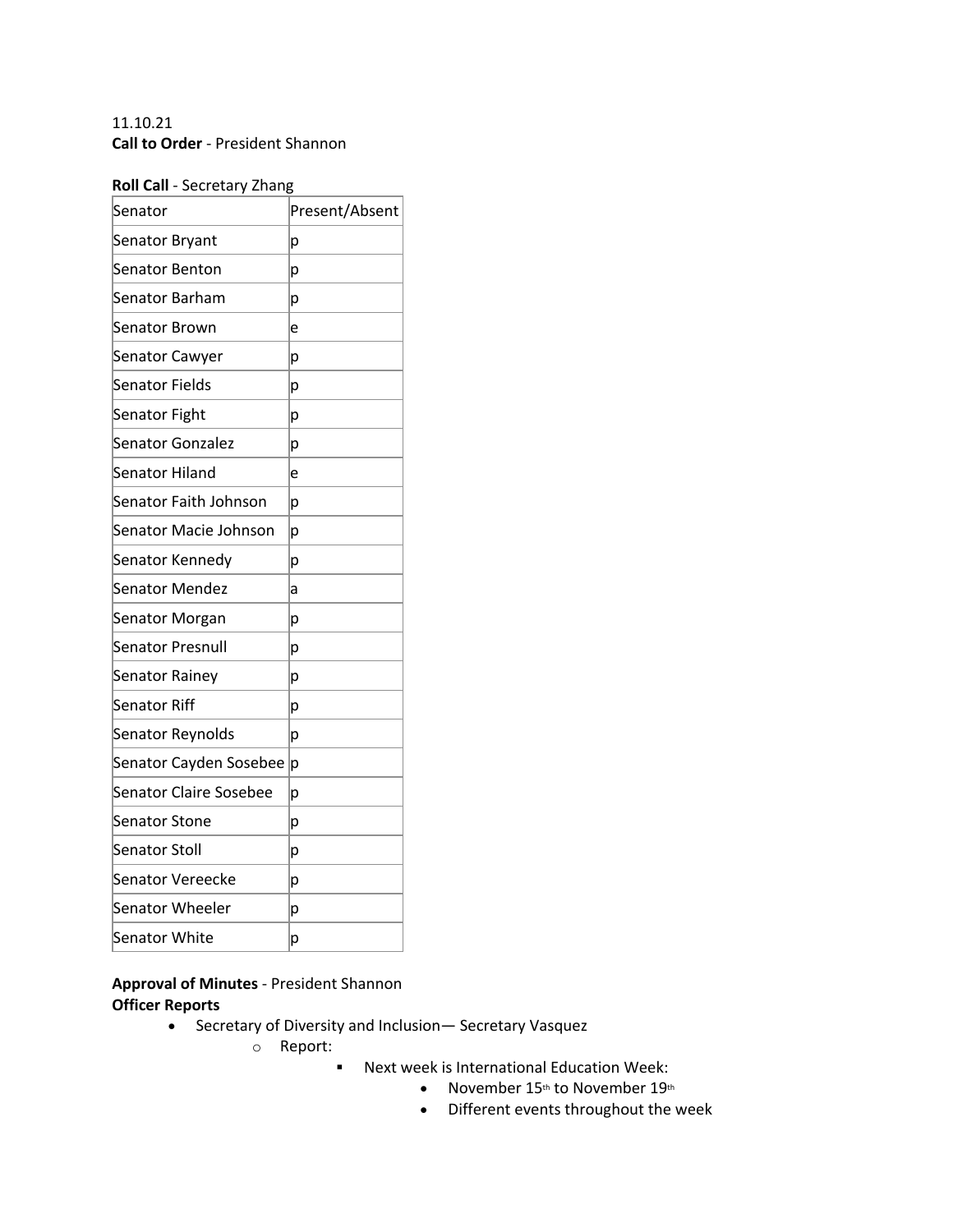11.10.21

**Call to Order** - President Shannon

**Roll Call** - Secretary Zhang

| Senator | Present/Absent |
|---|---|
| Senator Bryant | p |
| Senator Benton | p |
| Senator Barham | p |
| Senator Brown | e |
| Senator Cawyer | p |
| Senator Fields | p |
| Senator Fight | p |
| Senator Gonzalez | p |
| Senator Hiland | e |
| Senator Faith Johnson | p |
| Senator Macie Johnson | p |
| Senator Kennedy | p |
| Senator Mendez | a |
| Senator Morgan | p |
| Senator Presnull | p |
| Senator Rainey | p |
| Senator Riff | p |
| Senator Reynolds | p |
| Senator Cayden Sosebee | p |
| Senator Claire Sosebee | p |
| Senator Stone | p |
| Senator Stoll | p |
| Senator Vereecke | p |
| Senator Wheeler | p |
| Senator White | p |

**Approval of Minutes** - President Shannon

**Officer Reports**

- Secretary of Diversity and Inclusion— Secretary Vasquez
  - Report:
    - Next week is International Education Week:
      - November 15th to November 19th
      - Different events throughout the week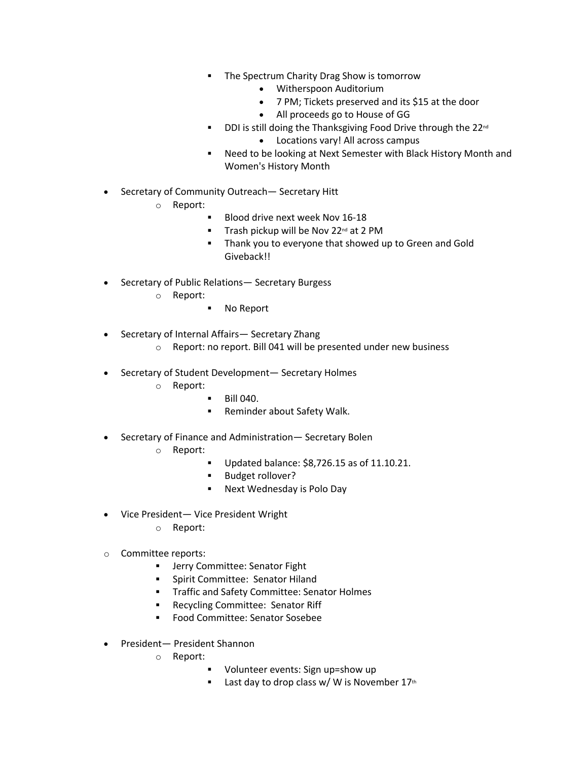- The Spectrum Charity Drag Show is tomorrow
            - Witherspoon Auditorium
            - 7 PM; Tickets preserved and its $15 at the door
            - All proceeds go to House of GG
        - DDI is still doing the Thanksgiving Food Drive through the 22nd
            - Locations vary! All across campus
        - Need to be looking at Next Semester with Black History Month and Women's History Month

- Secretary of Community Outreach— Secretary Hitt
    - Report:
        - Blood drive next week Nov 16-18
        - Trash pickup will be Nov 22nd at 2 PM
        - Thank you to everyone that showed up to Green and Gold Giveback!!

- Secretary of Public Relations— Secretary Burgess
    - Report:
        - No Report

- Secretary of Internal Affairs— Secretary Zhang
    - Report: no report. Bill 041 will be presented under new business

- Secretary of Student Development— Secretary Holmes
    - Report:
        - Bill 040.
        - Reminder about Safety Walk.

- Secretary of Finance and Administration— Secretary Bolen
    - Report:
        - Updated balance: $8,726.15 as of 11.10.21.
        - Budget rollover?
        - Next Wednesday is Polo Day

- Vice President— Vice President Wright
    - Report:

- Committee reports:
    - Jerry Committee: Senator Fight
    - Spirit Committee: Senator Hiland
    - Traffic and Safety Committee: Senator Holmes
    - Recycling Committee: Senator Riff
    - Food Committee: Senator Sosebee

- President— President Shannon
    - Report:
        - Volunteer events: Sign up=show up
        - Last day to drop class w/ W is November 17th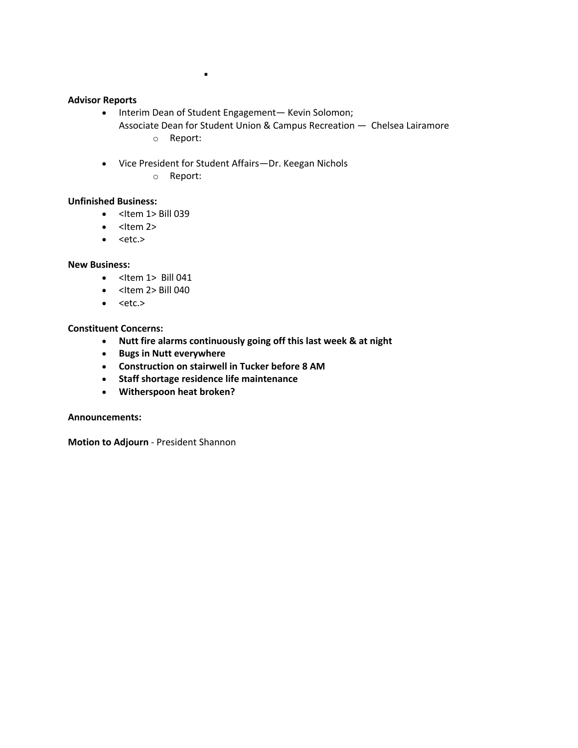▪

**Advisor Reports**

- Interim Dean of Student Engagement— Kevin Solomon;
  Associate Dean for Student Union & Campus Recreation — Chelsea Lairamore
  - Report:
- Vice President for Student Affairs—Dr. Keegan Nichols
  - Report:

**Unfinished Business:**

- <Item 1> Bill 039
- <Item 2>
- <etc.>

**New Business:**

- <Item 1> Bill 041
- <Item 2> Bill 040
- <etc.>

**Constituent Concerns:**

- **Nutt fire alarms continuously going off this last week & at night**
- **Bugs in Nutt everywhere**
- **Construction on stairwell in Tucker before 8 AM**
- **Staff shortage residence life maintenance**
- **Witherspoon heat broken?**

**Announcements:**

**Motion to Adjourn** - President Shannon